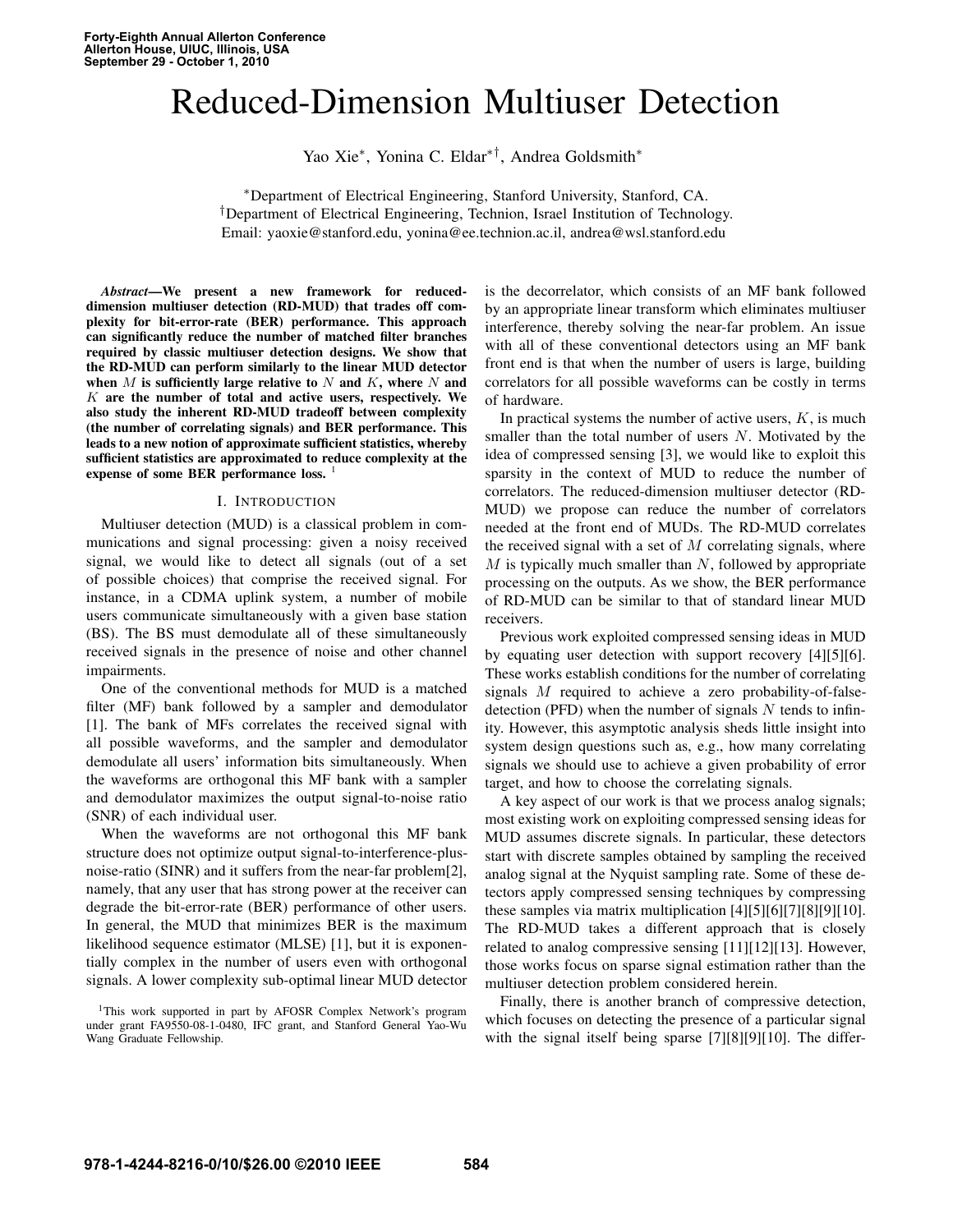# Reduced-Dimension Multiuser Detection

Yao Xie[*], Yonina C. Eldar[*†], Andrea Goldsmith[*]

[*]Department of Electrical Engineering, Stanford University, Stanford, CA.
[†]Department of Electrical Engineering, Technion, Israel Institution of Technology.
Email: yaoxie@stanford.edu, yonina@ee.technion.ac.il, andrea@wsl.stanford.edu

***Abstract*—We present a new framework for reduced-dimension multiuser detection (RD-MUD) that trades off complexity for bit-error-rate (BER) performance. This approach can significantly reduce the number of matched filter branches required by classic multiuser detection designs. We show that the RD-MUD can perform similarly to the linear MUD detector when $M$ is sufficiently large relative to $N$ and $K$, where $N$ and $K$ are the number of total and active users, respectively. We also study the inherent RD-MUD tradeoff between complexity (the number of correlating signals) and BER performance. This leads to a new notion of approximate sufficient statistics, whereby sufficient statistics are approximated to reduce complexity at the expense of some BER performance loss.** [1]

## I. Introduction

Multiuser detection (MUD) is a classical problem in communications and signal processing: given a noisy received signal, we would like to detect all signals (out of a set of possible choices) that comprise the received signal. For instance, in a CDMA uplink system, a number of mobile users communicate simultaneously with a given base station (BS). The BS must demodulate all of these simultaneously received signals in the presence of noise and other channel impairments.

One of the conventional methods for MUD is a matched filter (MF) bank followed by a sampler and demodulator [1]. The bank of MFs correlates the received signal with all possible waveforms, and the sampler and demodulator demodulate all users' information bits simultaneously. When the waveforms are orthogonal this MF bank with a sampler and demodulator maximizes the output signal-to-noise ratio (SNR) of each individual user.

When the waveforms are not orthogonal this MF bank structure does not optimize output signal-to-interference-plus-noise-ratio (SINR) and it suffers from the near-far problem[2], namely, that any user that has strong power at the receiver can degrade the bit-error-rate (BER) performance of other users. In general, the MUD that minimizes BER is the maximum likelihood sequence estimator (MLSE) [1], but it is exponentially complex in the number of users even with orthogonal signals. A lower complexity sub-optimal linear MUD detector is the decorrelator, which consists of an MF bank followed by an appropriate linear transform which eliminates multiuser interference, thereby solving the near-far problem. An issue with all of these conventional detectors using an MF bank front end is that when the number of users is large, building correlators for all possible waveforms can be costly in terms of hardware.

In practical systems the number of active users, $K$, is much smaller than the total number of users $N$. Motivated by the idea of compressed sensing [3], we would like to exploit this sparsity in the context of MUD to reduce the number of correlators. The reduced-dimension multiuser detector (RD-MUD) we propose can reduce the number of correlators needed at the front end of MUDs. The RD-MUD correlates the received signal with a set of $M$ correlating signals, where $M$ is typically much smaller than $N$, followed by appropriate processing on the outputs. As we show, the BER performance of RD-MUD can be similar to that of standard linear MUD receivers.

Previous work exploited compressed sensing ideas in MUD by equating user detection with support recovery [4][5][6]. These works establish conditions for the number of correlating signals $M$ required to achieve a zero probability-of-false-detection (PFD) when the number of signals $N$ tends to infinity. However, this asymptotic analysis sheds little insight into system design questions such as, e.g., how many correlating signals we should use to achieve a given probability of error target, and how to choose the correlating signals.

A key aspect of our work is that we process analog signals; most existing work on exploiting compressed sensing ideas for MUD assumes discrete signals. In particular, these detectors start with discrete samples obtained by sampling the received analog signal at the Nyquist sampling rate. Some of these detectors apply compressed sensing techniques by compressing these samples via matrix multiplication [4][5][6][7][8][9][10]. The RD-MUD takes a different approach that is closely related to analog compressive sensing [11][12][13]. However, those works focus on sparse signal estimation rather than the multiuser detection problem considered herein.

Finally, there is another branch of compressive detection, which focuses on detecting the presence of a particular signal with the signal itself being sparse [7][8][9][10]. The differ-

[1]This work supported in part by AFOSR Complex Network's program under grant FA9550-08-1-0480, IFC grant, and Stanford General Yao-Wu Wang Graduate Fellowship.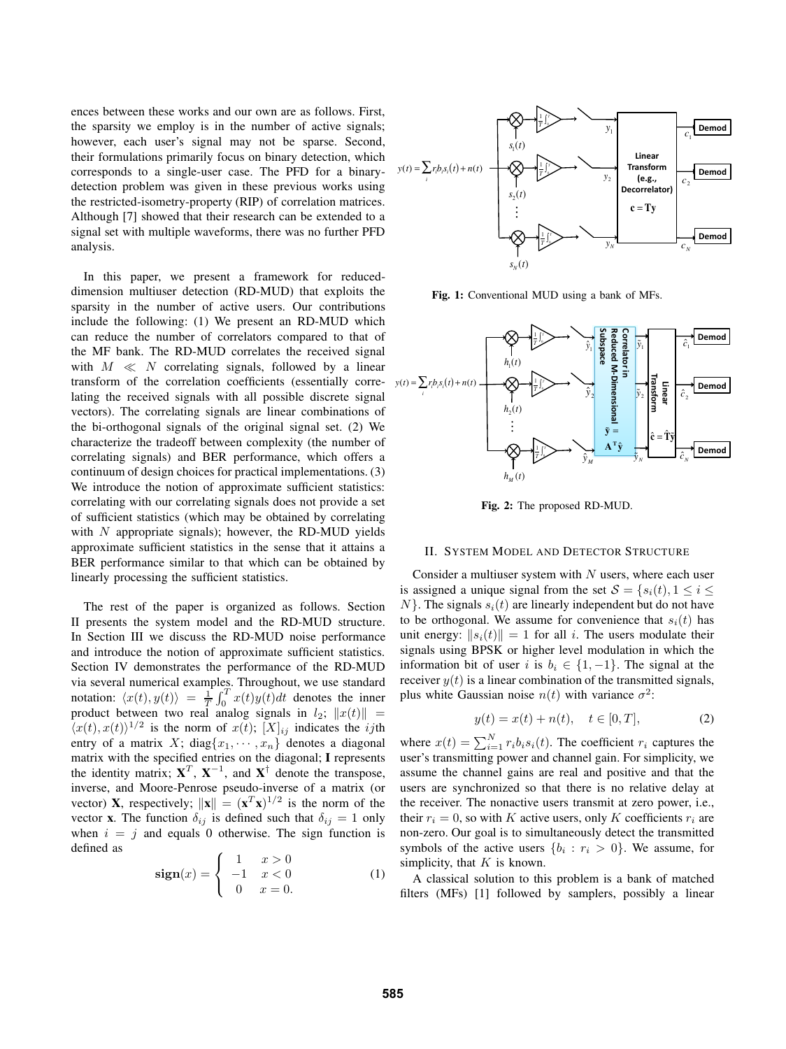ences between these works and our own are as follows. First, the sparsity we employ is in the number of active signals; however, each user's signal may not be sparse. Second, their formulations primarily focus on binary detection, which corresponds to a single-user case. The PFD for a binary-detection problem was given in these previous works using the restricted-isometry-property (RIP) of correlation matrices. Although [7] showed that their research can be extended to a signal set with multiple waveforms, there was no further PFD analysis.

In this paper, we present a framework for reduced-dimension multiuser detection (RD-MUD) that exploits the sparsity in the number of active users. Our contributions include the following: (1) We present an RD-MUD which can reduce the number of correlators compared to that of the MF bank. The RD-MUD correlates the received signal with $M \ll N$ correlating signals, followed by a linear transform of the correlation coefficients (essentially correlating the received signals with all possible discrete signal vectors). The correlating signals are linear combinations of the bi-orthogonal signals of the original signal set. (2) We characterize the tradeoff between complexity (the number of correlating signals) and BER performance, which offers a continuum of design choices for practical implementations. (3) We introduce the notion of approximate sufficient statistics: correlating with our correlating signals does not provide a set of sufficient statistics (which may be obtained by correlating with $N$ appropriate signals); however, the RD-MUD yields approximate sufficient statistics in the sense that it attains a BER performance similar to that which can be obtained by linearly processing the sufficient statistics.

The rest of the paper is organized as follows. Section II presents the system model and the RD-MUD structure. In Section III we discuss the RD-MUD noise performance and introduce the notion of approximate sufficient statistics. Section IV demonstrates the performance of the RD-MUD via several numerical examples. Throughout, we use standard notation: $\langle x(t), y(t)\rangle = \frac{1}{T}\int_0^T x(t)y(t)dt$ denotes the inner product between two real analog signals in $l_2$; $\|x(t)\| = \langle x(t), x(t)\rangle^{1/2}$ is the norm of $x(t)$; $[X]_{ij}$ indicates the $ij$th entry of a matrix $X$; $\text{diag}\{x_1, \cdots, x_n\}$ denotes a diagonal matrix with the specified entries on the diagonal; $\mathbf{I}$ represents the identity matrix; $\mathbf{X}^T$, $\mathbf{X}^{-1}$, and $\mathbf{X}^\dagger$ denote the transpose, inverse, and Moore-Penrose pseudo-inverse of a matrix (or vector) $\mathbf{X}$, respectively; $\|\mathbf{x}\| = (\mathbf{x}^T\mathbf{x})^{1/2}$ is the norm of the vector $\mathbf{x}$. The function $\delta_{ij}$ is defined such that $\delta_{ij} = 1$ only when $i = j$ and equals 0 otherwise. The sign function is defined as

$$\mathbf{sign}(x) = \begin{cases} 1 & x > 0 \\ -1 & x < 0 \\ 0 & x = 0. \end{cases} \quad (1)$$

$y(t)=\sum_i r_i b_i s_i(t)+n(t)$

$s_1(t)$, $s_2(t)$, $s_N(t)$

$y_1$, $y_2$, $y_N$

Linear Transform (e.g., Decorrelator)

$\mathbf{c}=\mathbf{T}\mathbf{y}$

$c_1$, $c_2$, $c_N$

Demod

**Fig. 1:** Conventional MUD using a bank of MFs.

$y(t)=\sum_i r_i b_i s_i(t)+n(t)$

$h_1(t)$, $h_2(t)$, $h_M(t)$

$\hat{y}_1$, $\hat{y}_2$, $\hat{y}_M$

Correlator in Reduced M-Dimensional Subspace

$\tilde{\mathbf{y}} = \mathbf{A}^T\hat{\mathbf{y}}$

$\tilde{y}_1$, $\tilde{y}_2$, $\tilde{y}_N$

Linear Transform

$\hat{\mathbf{c}} = \mathbf{T}\hat{\mathbf{y}}$

$\hat{c}_1$, $\hat{c}_2$, $\hat{c}_N$

Demod

**Fig. 2:** The proposed RD-MUD.

## II. System Model and Detector Structure

Consider a multiuser system with $N$ users, where each user is assigned a unique signal from the set $\mathcal{S} = \{s_i(t), 1 \le i \le N\}$. The signals $s_i(t)$ are linearly independent but do not have to be orthogonal. We assume for convenience that $s_i(t)$ has unit energy: $\|s_i(t)\| = 1$ for all $i$. The users modulate their signals using BPSK or higher level modulation in which the information bit of user $i$ is $b_i \in \{1, -1\}$. The signal at the receiver $y(t)$ is a linear combination of the transmitted signals, plus white Gaussian noise $n(t)$ with variance $\sigma^2$:

$$y(t) = x(t) + n(t), \quad t \in [0, T], \quad (2)$$

where $x(t) = \sum_{i=1}^N r_i b_i s_i(t)$. The coefficient $r_i$ captures the user's transmitting power and channel gain. For simplicity, we assume the channel gains are real and positive and that the users are synchronized so that there is no relative delay at the receiver. The nonactive users transmit at zero power, i.e., their $r_i = 0$, so with $K$ active users, only $K$ coefficients $r_i$ are non-zero. Our goal is to simultaneously detect the transmitted symbols of the active users $\{b_i : r_i > 0\}$. We assume, for simplicity, that $K$ is known.

A classical solution to this problem is a bank of matched filters (MFs) [1] followed by samplers, possibly a linear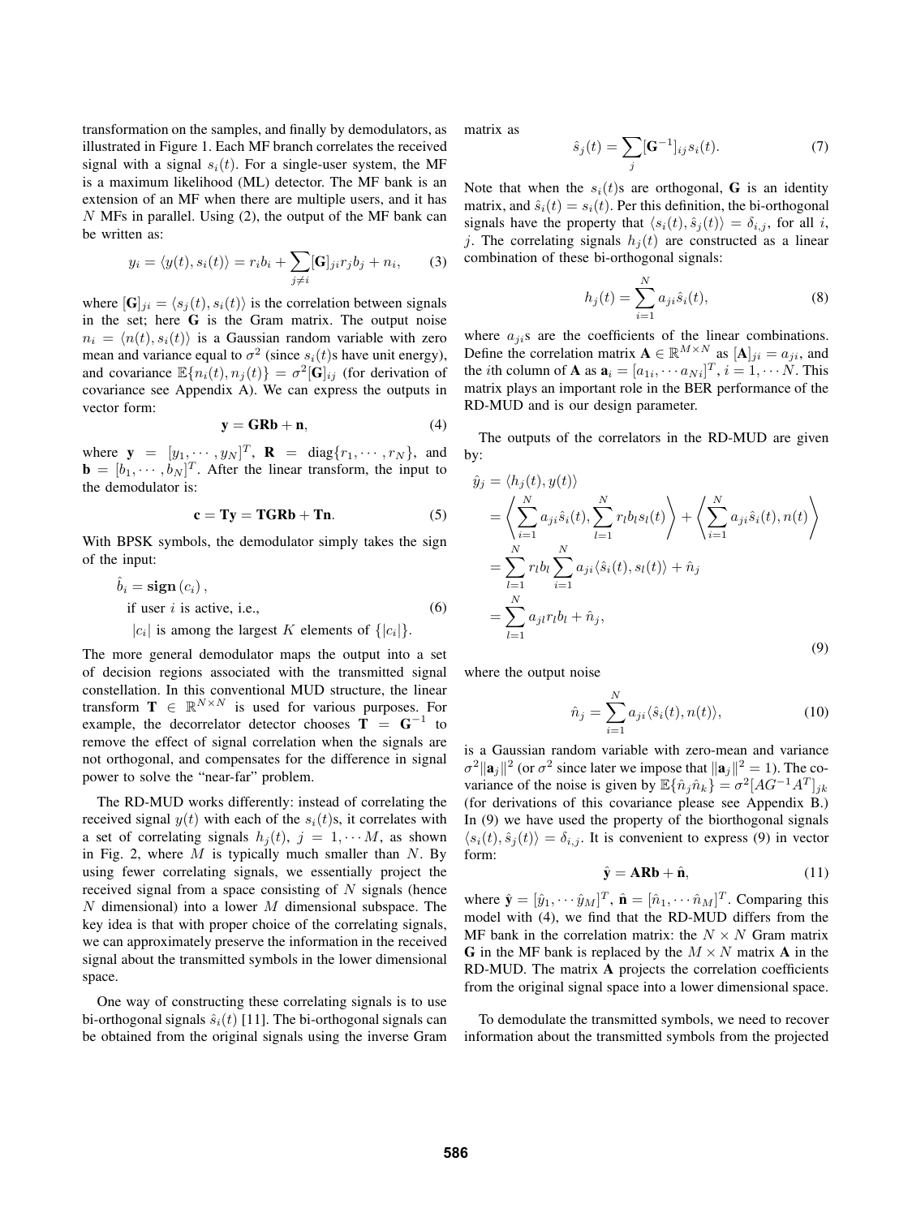transformation on the samples, and finally by demodulators, as illustrated in Figure 1. Each MF branch correlates the received signal with a signal $s_i(t)$. For a single-user system, the MF is a maximum likelihood (ML) detector. The MF bank is an extension of an MF when there are multiple users, and it has $N$ MFs in parallel. Using (2), the output of the MF bank can be written as:

$$y_i = \langle y(t), s_i(t)\rangle = r_i b_i + \sum_{j\neq i}[\mathbf{G}]_{ji} r_j b_j + n_i, \tag{3}$$

where $[\mathbf{G}]_{ji} = \langle s_j(t), s_i(t)\rangle$ is the correlation between signals in the set; here $\mathbf{G}$ is the Gram matrix. The output noise $n_i = \langle n(t), s_i(t)\rangle$ is a Gaussian random variable with zero mean and variance equal to $\sigma^2$ (since $s_i(t)$s have unit energy), and covariance $\mathbb{E}\{n_i(t), n_j(t)\} = \sigma^2[\mathbf{G}]_{ij}$ (for derivation of covariance see Appendix A). We can express the outputs in vector form:

$$\mathbf{y} = \mathbf{GRb} + \mathbf{n}, \tag{4}$$

where $\mathbf{y} = [y_1, \cdots, y_N]^T$, $\mathbf{R} = \text{diag}\{r_1, \cdots, r_N\}$, and $\mathbf{b} = [b_1, \cdots, b_N]^T$. After the linear transform, the input to the demodulator is:

$$\mathbf{c} = \mathbf{Ty} = \mathbf{TGRb} + \mathbf{Tn}. \tag{5}$$

With BPSK symbols, the demodulator simply takes the sign of the input:

$$\begin{aligned} &\hat{b}_i = \mathbf{sign}(c_i), \\ &\quad \text{if user } i \text{ is active, i.e.,} \\ &\quad\quad |c_i| \text{ is among the largest } K \text{ elements of } \{|c_i|\}. \end{aligned} \tag{6}$$

The more general demodulator maps the output into a set of decision regions associated with the transmitted signal constellation. In this conventional MUD structure, the linear transform $\mathbf{T} \in \mathbb{R}^{N\times N}$ is used for various purposes. For example, the decorrelator detector chooses $\mathbf{T} = \mathbf{G}^{-1}$ to remove the effect of signal correlation when the signals are not orthogonal, and compensates for the difference in signal power to solve the "near-far" problem.

The RD-MUD works differently: instead of correlating the received signal $y(t)$ with each of the $s_i(t)$s, it correlates with a set of correlating signals $h_j(t)$, $j = 1, \cdots M$, as shown in Fig. 2, where $M$ is typically much smaller than $N$. By using fewer correlating signals, we essentially project the received signal from a space consisting of $N$ signals (hence $N$ dimensional) into a lower $M$ dimensional subspace. The key idea is that with proper choice of the correlating signals, we can approximately preserve the information in the received signal about the transmitted symbols in the lower dimensional space.

One way of constructing these correlating signals is to use bi-orthogonal signals $\hat{s}_i(t)$ [11]. The bi-orthogonal signals can be obtained from the original signals using the inverse Gram matrix as

$$\hat{s}_j(t) = \sum_j [\mathbf{G}^{-1}]_{ij} s_i(t). \tag{7}$$

Note that when the $s_i(t)$s are orthogonal, $\mathbf{G}$ is an identity matrix, and $\hat{s}_i(t) = s_i(t)$. Per this definition, the bi-orthogonal signals have the property that $\langle s_i(t), \hat{s}_j(t)\rangle = \delta_{i,j}$, for all $i$, $j$. The correlating signals $h_j(t)$ are constructed as a linear combination of these bi-orthogonal signals:

$$h_j(t) = \sum_{i=1}^{N} a_{ji}\hat{s}_i(t), \tag{8}$$

where $a_{ji}$s are the coefficients of the linear combinations. Define the correlation matrix $\mathbf{A} \in \mathbb{R}^{M\times N}$ as $[\mathbf{A}]_{ji} = a_{ji}$, and the $i$th column of $\mathbf{A}$ as $\mathbf{a}_i = [a_{1i}, \cdots a_{Ni}]^T$, $i = 1, \cdots N$. This matrix plays an important role in the BER performance of the RD-MUD and is our design parameter.

The outputs of the correlators in the RD-MUD are given by:

$$\begin{aligned} \hat{y}_j &= \langle h_j(t), y(t)\rangle \\ &= \left\langle \sum_{i=1}^{N} a_{ji}\hat{s}_i(t), \sum_{l=1}^{N} r_l b_l s_l(t)\right\rangle + \left\langle \sum_{i=1}^{N} a_{ji}\hat{s}_i(t), n(t)\right\rangle \\ &= \sum_{l=1}^{N} r_l b_l \sum_{i=1}^{N} a_{ji}\langle \hat{s}_i(t), s_l(t)\rangle + \hat{n}_j \\ &= \sum_{l=1}^{N} a_{jl} r_l b_l + \hat{n}_j, \end{aligned} \tag{9}$$

where the output noise

$$\hat{n}_j = \sum_{i=1}^{N} a_{ji}\langle \hat{s}_i(t), n(t)\rangle, \tag{10}$$

is a Gaussian random variable with zero-mean and variance $\sigma^2\|\mathbf{a}_j\|^2$ (or $\sigma^2$ since later we impose that $\|\mathbf{a}_j\|^2 = 1$). The covariance of the noise is given by $\mathbb{E}\{\hat{n}_j \hat{n}_k\} = \sigma^2[AG^{-1}A^T]_{jk}$ (for derivations of this covariance please see Appendix B.) In (9) we have used the property of the biorthogonal signals $\langle s_i(t), \hat{s}_j(t)\rangle = \delta_{i,j}$. It is convenient to express (9) in vector form:

$$\hat{\mathbf{y}} = \mathbf{ARb} + \hat{\mathbf{n}}, \tag{11}$$

where $\hat{\mathbf{y}} = [\hat{y}_1, \cdots \hat{y}_M]^T$, $\hat{\mathbf{n}} = [\hat{n}_1, \cdots \hat{n}_M]^T$. Comparing this model with (4), we find that the RD-MUD differs from the MF bank in the correlation matrix: the $N\times N$ Gram matrix $\mathbf{G}$ in the MF bank is replaced by the $M\times N$ matrix $\mathbf{A}$ in the RD-MUD. The matrix $\mathbf{A}$ projects the correlation coefficients from the original signal space into a lower dimensional space.

To demodulate the transmitted symbols, we need to recover information about the transmitted symbols from the projected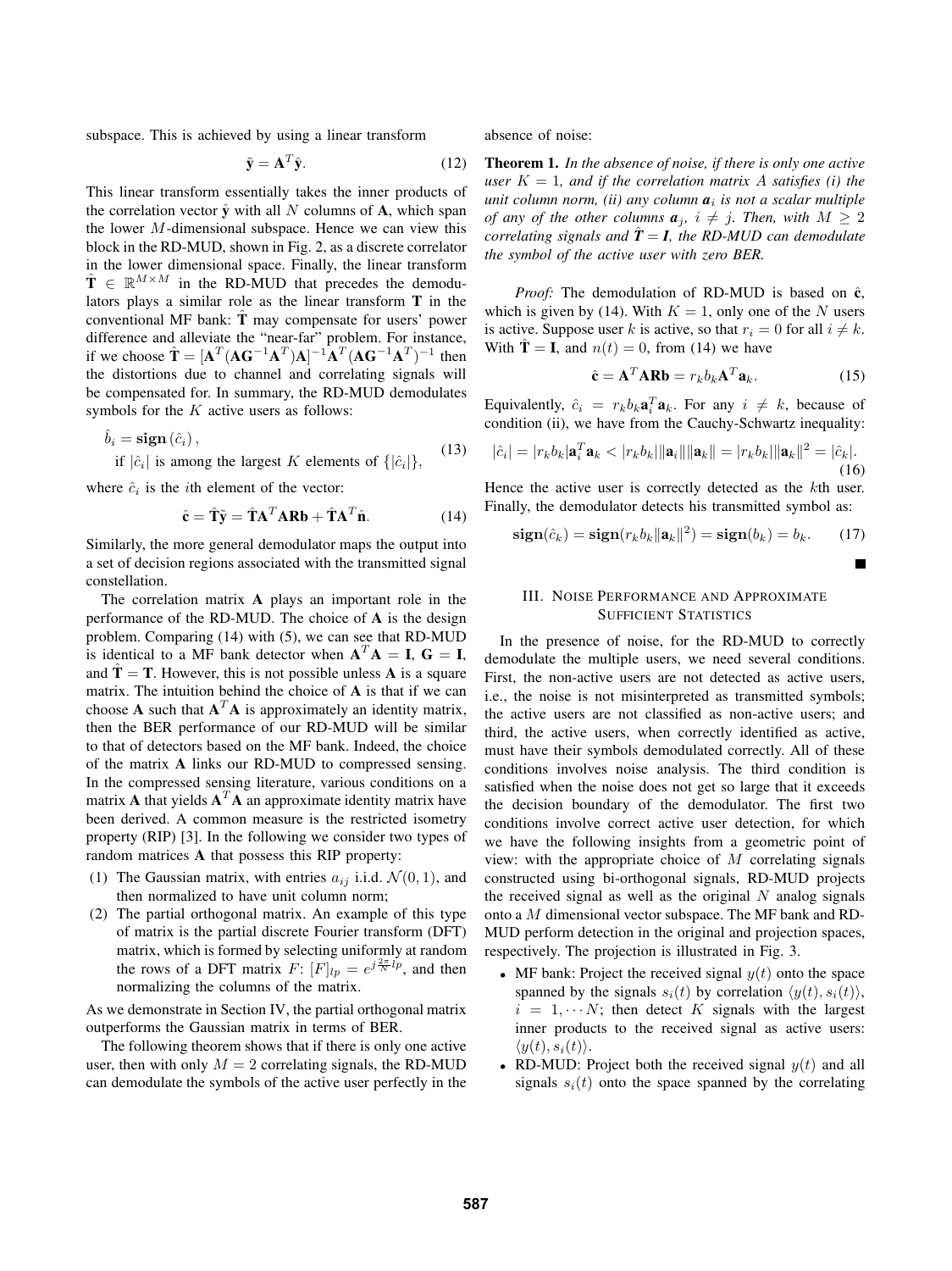subspace. This is achieved by using a linear transform

$$\tilde{\mathbf{y}} = \mathbf{A}^T \hat{\mathbf{y}}. \tag{12}$$

This linear transform essentially takes the inner products of the correlation vector $\hat{\mathbf{y}}$ with all $N$ columns of $\mathbf{A}$, which span the lower $M$-dimensional subspace. Hence we can view this block in the RD-MUD, shown in Fig. 2, as a discrete correlator in the lower dimensional space. Finally, the linear transform $\hat{\mathbf{T}} \in \mathbb{R}^{M\times M}$ in the RD-MUD that precedes the demodulators plays a similar role as the linear transform $\mathbf{T}$ in the conventional MF bank: $\hat{\mathbf{T}}$ may compensate for users' power difference and alleviate the "near-far" problem. For instance, if we choose $\hat{\mathbf{T}} = [\mathbf{A}^T(\mathbf{A}\mathbf{G}^{-1}\mathbf{A}^T)\mathbf{A}]^{-1}\mathbf{A}^T(\mathbf{A}\mathbf{G}^{-1}\mathbf{A}^T)^{-1}$ then the distortions due to channel and correlating signals will be compensated for. In summary, the RD-MUD demodulates symbols for the $K$ active users as follows:

$$\hat{b}_i = \mathbf{sign}\left(\hat{c}_i\right), \quad \text{if } |\hat{c}_i| \text{ is among the largest } K \text{ elements of } \{|\hat{c}_i|\}, \tag{13}$$

where $\hat{c}_i$ is the $i$th element of the vector:

$$\hat{\mathbf{c}} = \hat{\mathbf{T}}\tilde{\mathbf{y}} = \hat{\mathbf{T}}\mathbf{A}^T\mathbf{A}\mathbf{R}\mathbf{b} + \hat{\mathbf{T}}\mathbf{A}^T\hat{\mathbf{n}}. \tag{14}$$

Similarly, the more general demodulator maps the output into a set of decision regions associated with the transmitted signal constellation.

The correlation matrix $\mathbf{A}$ plays an important role in the performance of the RD-MUD. The choice of $\mathbf{A}$ is the design problem. Comparing (14) with (5), we can see that RD-MUD is identical to a MF bank detector when $\mathbf{A}^T\mathbf{A} = \mathbf{I}$, $\mathbf{G} = \mathbf{I}$, and $\hat{\mathbf{T}} = \mathbf{T}$. However, this is not possible unless $\mathbf{A}$ is a square matrix. The intuition behind the choice of $\mathbf{A}$ is that if we can choose $\mathbf{A}$ such that $\mathbf{A}^T\mathbf{A}$ is approximately an identity matrix, then the BER performance of our RD-MUD will be similar to that of detectors based on the MF bank. Indeed, the choice of the matrix $\mathbf{A}$ links our RD-MUD to compressed sensing. In the compressed sensing literature, various conditions on a matrix $\mathbf{A}$ that yields $\mathbf{A}^T\mathbf{A}$ an approximate identity matrix have been derived. A common measure is the restricted isometry property (RIP) [3]. In the following we consider two types of random matrices $\mathbf{A}$ that possess this RIP property:

(1) The Gaussian matrix, with entries $a_{ij}$ i.i.d. $\mathcal{N}(0, 1)$, and then normalized to have unit column norm;
(2) The partial orthogonal matrix. An example of this type of matrix is the partial discrete Fourier transform (DFT) matrix, which is formed by selecting uniformly at random the rows of a DFT matrix $F$: $[F]_{lp} = e^{j\frac{2\pi}{N}lp}$, and then normalizing the columns of the matrix.

As we demonstrate in Section IV, the partial orthogonal matrix outperforms the Gaussian matrix in terms of BER.

The following theorem shows that if there is only one active user, then with only $M = 2$ correlating signals, the RD-MUD can demodulate the symbols of the active user perfectly in the absence of noise:

**Theorem 1.** *In the absence of noise, if there is only one active user $K = 1$, and if the correlation matrix $A$ satisfies (i) the unit column norm, (ii) any column $\boldsymbol{a}_i$ is not a scalar multiple of any of the other columns $\boldsymbol{a}_j$, $i \neq j$. Then, with $M \geq 2$ correlating signals and $\hat{\boldsymbol{T}} = \boldsymbol{I}$, the RD-MUD can demodulate the symbol of the active user with zero BER.*

*Proof:* The demodulation of RD-MUD is based on $\hat{\mathbf{c}}$, which is given by (14). With $K = 1$, only one of the $N$ users is active. Suppose user $k$ is active, so that $r_i = 0$ for all $i \neq k$. With $\hat{\mathbf{T}} = \mathbf{I}$, and $n(t) = 0$, from (14) we have

$$\hat{\mathbf{c}} = \mathbf{A}^T\mathbf{A}\mathbf{R}\mathbf{b} = r_k b_k \mathbf{A}^T\mathbf{a}_k. \tag{15}$$

Equivalently, $\hat{c}_i = r_k b_k \mathbf{a}_i^T\mathbf{a}_k$. For any $i \neq k$, because of condition (ii), we have from the Cauchy-Schwartz inequality:

$$|\hat{c}_i| = |r_k b_k|\mathbf{a}_i^T\mathbf{a}_k < |r_k b_k|\|\mathbf{a}_i\|\|\mathbf{a}_k\| = |r_k b_k|\|\mathbf{a}_k\|^2 = |\hat{c}_k|. \tag{16}$$

Hence the active user is correctly detected as the $k$th user. Finally, the demodulator detects his transmitted symbol as:

$$\mathbf{sign}(\hat{c}_k) = \mathbf{sign}(r_k b_k\|\mathbf{a}_k\|^2) = \mathbf{sign}(b_k) = b_k. \tag{17}$$

■

## III. Noise Performance and Approximate Sufficient Statistics

In the presence of noise, for the RD-MUD to correctly demodulate the multiple users, we need several conditions. First, the non-active users are not detected as active users, i.e., the noise is not misinterpreted as transmitted symbols; the active users are not classified as non-active users; and third, the active users, when correctly identified as active, must have their symbols demodulated correctly. All of these conditions involves noise analysis. The third condition is satisfied when the noise does not get so large that it exceeds the decision boundary of the demodulator. The first two conditions involve correct active user detection, for which we have the following insights from a geometric point of view: with the appropriate choice of $M$ correlating signals constructed using bi-orthogonal signals, RD-MUD projects the received signal as well as the original $N$ analog signals onto a $M$ dimensional vector subspace. The MF bank and RD-MUD perform detection in the original and projection spaces, respectively. The projection is illustrated in Fig. 3.

- MF bank: Project the received signal $y(t)$ onto the space spanned by the signals $s_i(t)$ by correlation $\langle y(t), s_i(t)\rangle$, $i = 1, \cdots N$; then detect $K$ signals with the largest inner products to the received signal as active users: $\langle y(t), s_i(t)\rangle$.
- RD-MUD: Project both the received signal $y(t)$ and all signals $s_i(t)$ onto the space spanned by the correlating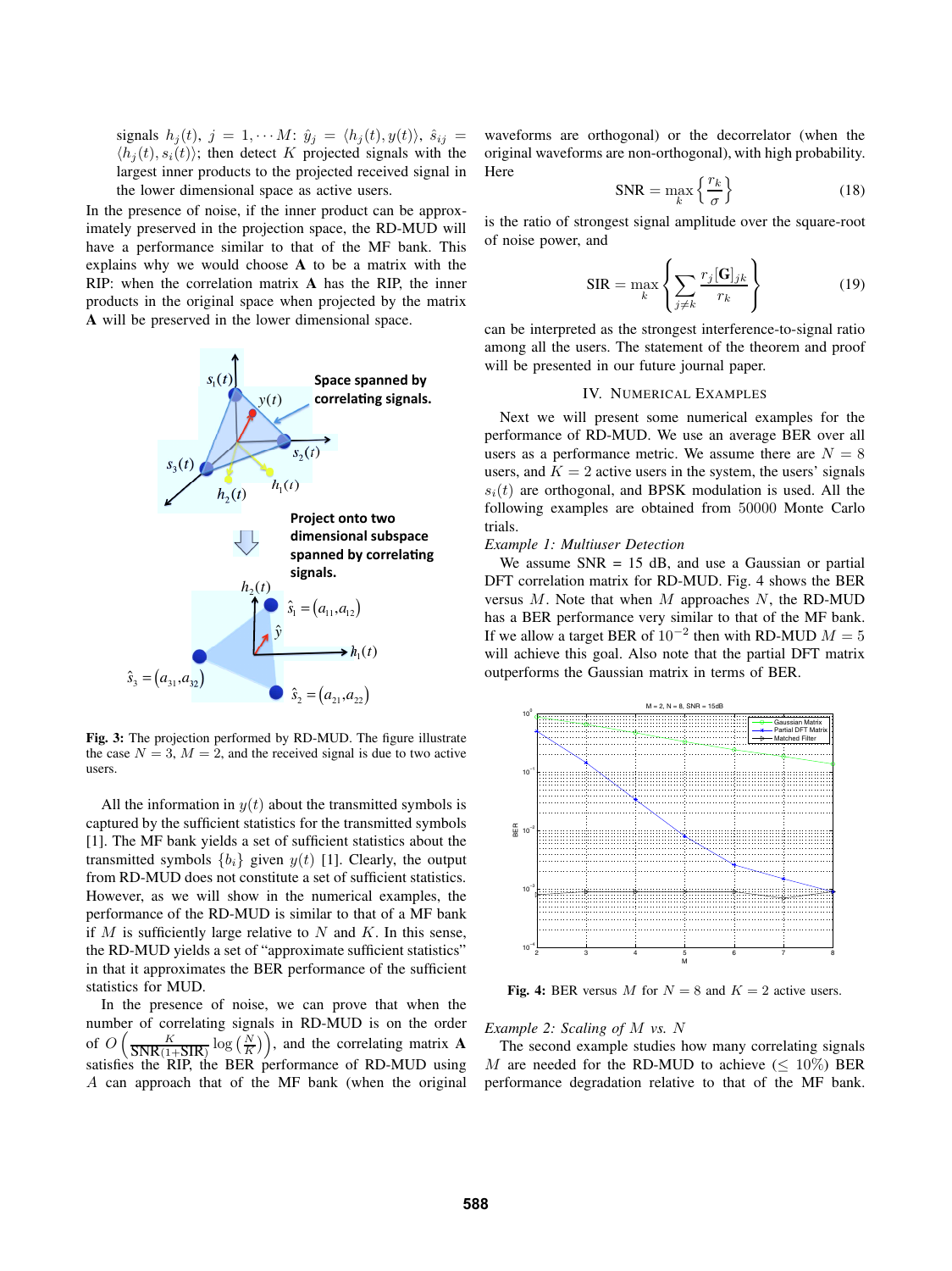signals $h_j(t)$, $j = 1, \cdots M$: $\hat{y}_j = \langle h_j(t), y(t) \rangle$, $\hat{s}_{ij} = \langle h_j(t), s_i(t) \rangle$; then detect $K$ projected signals with the largest inner products to the projected received signal in the lower dimensional space as active users.

In the presence of noise, if the inner product can be approximately preserved in the projection space, the RD-MUD will have a performance similar to that of the MF bank. This explains why we would choose $\mathbf{A}$ to be a matrix with the RIP: when the correlation matrix $\mathbf{A}$ has the RIP, the inner products in the original space when projected by the matrix $\mathbf{A}$ will be preserved in the lower dimensional space.

**Fig. 3:** The projection performed by RD-MUD. The figure illustrate the case $N = 3$, $M = 2$, and the received signal is due to two active users.

All the information in $y(t)$ about the transmitted symbols is captured by the sufficient statistics for the transmitted symbols [1]. The MF bank yields a set of sufficient statistics about the transmitted symbols $\{b_i\}$ given $y(t)$ [1]. Clearly, the output from RD-MUD does not constitute a set of sufficient statistics. However, as we will show in the numerical examples, the performance of the RD-MUD is similar to that of a MF bank if $M$ is sufficiently large relative to $N$ and $K$. In this sense, the RD-MUD yields a set of "approximate sufficient statistics" in that it approximates the BER performance of the sufficient statistics for MUD.

In the presence of noise, we can prove that when the number of correlating signals in RD-MUD is on the order of $O\left(\frac{K}{\text{SNR}(1+\text{SIR})}\log\left(\frac{N}{K}\right)\right)$, and the correlating matrix $\mathbf{A}$ satisfies the RIP, the BER performance of RD-MUD using $A$ can approach that of the MF bank (when the original waveforms are orthogonal) or the decorrelator (when the original waveforms are non-orthogonal), with high probability. Here

$$\text{SNR} = \max_k \left\{\frac{r_k}{\sigma}\right\} \tag{18}$$

is the ratio of strongest signal amplitude over the square-root of noise power, and

$$\text{SIR} = \max_k \left\{\sum_{j \neq k} \frac{r_j [\mathbf{G}]_{jk}}{r_k}\right\} \tag{19}$$

can be interpreted as the strongest interference-to-signal ratio among all the users. The statement of the theorem and proof will be presented in our future journal paper.

## IV. Numerical Examples

Next we will present some numerical examples for the performance of RD-MUD. We use an average BER over all users as a performance metric. We assume there are $N = 8$ users, and $K = 2$ active users in the system, the users' signals $s_i(t)$ are orthogonal, and BPSK modulation is used. All the following examples are obtained from 50000 Monte Carlo trials.

*Example 1: Multiuser Detection*

We assume SNR = 15 dB, and use a Gaussian or partial DFT correlation matrix for RD-MUD. Fig. 4 shows the BER versus $M$. Note that when $M$ approaches $N$, the RD-MUD has a BER performance very similar to that of the MF bank. If we allow a target BER of $10^{-2}$ then with RD-MUD $M = 5$ will achieve this goal. Also note that the partial DFT matrix outperforms the Gaussian matrix in terms of BER.

**Fig. 4:** BER versus $M$ for $N = 8$ and $K = 2$ active users.

*Example 2: Scaling of $M$ vs. $N$*

The second example studies how many correlating signals $M$ are needed for the RD-MUD to achieve ($\leq 10\%$) BER performance degradation relative to that of the MF bank.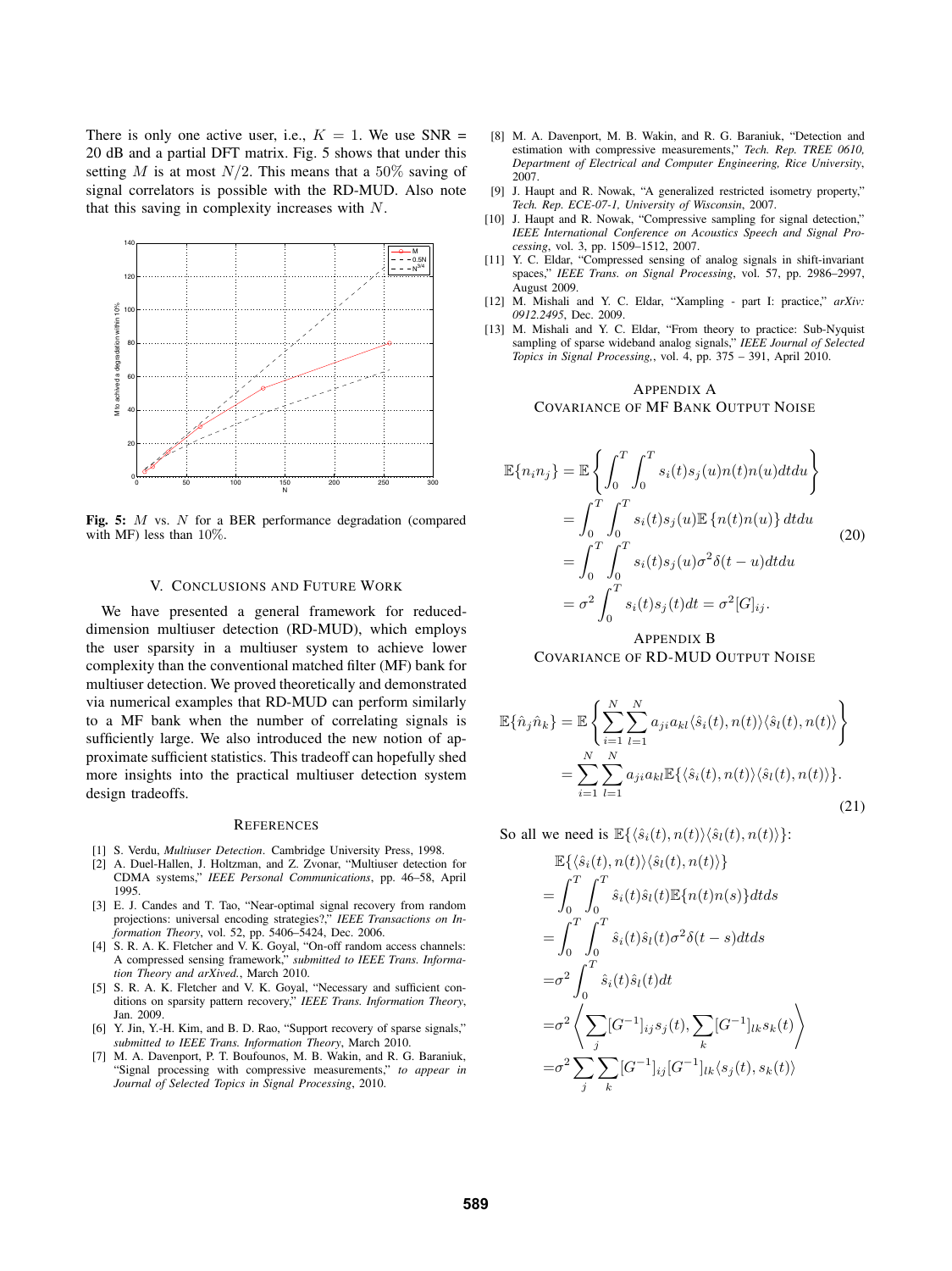There is only one active user, i.e., $K = 1$. We use SNR = 20 dB and a partial DFT matrix. Fig. 5 shows that under this setting $M$ is at most $N/2$. This means that a 50% saving of signal correlators is possible with the RD-MUD. Also note that this saving in complexity increases with $N$.

140
120
100
80
60
40
20
0
0
50
100
150
200
250
300
N
M to achieved a degradation within 10%
M
0.5N
$N^{3/4}$

**Fig. 5:** $M$ vs. $N$ for a BER performance degradation (compared with MF) less than 10%.

## V. Conclusions and Future Work

We have presented a general framework for reduced-dimension multiuser detection (RD-MUD), which employs the user sparsity in a multiuser system to achieve lower complexity than the conventional matched filter (MF) bank for multiuser detection. We proved theoretically and demonstrated via numerical examples that RD-MUD can perform similarly to a MF bank when the number of correlating signals is sufficiently large. We also introduced the new notion of approximate sufficient statistics. This tradeoff can hopefully shed more insights into the practical multiuser detection system design tradeoffs.

## References

[1] S. Verdu, *Multiuser Detection*. Cambridge University Press, 1998.

[2] A. Duel-Hallen, J. Holtzman, and Z. Zvonar, "Multiuser detection for CDMA systems," *IEEE Personal Communications*, pp. 46–58, April 1995.

[3] E. J. Candes and T. Tao, "Near-optimal signal recovery from random projections: universal encoding strategies?," *IEEE Transactions on Information Theory*, vol. 52, pp. 5406–5424, Dec. 2006.

[4] S. R. A. K. Fletcher and V. K. Goyal, "On-off random access channels: A compressed sensing framework," *submitted to IEEE Trans. Information Theory and arXived.*, March 2010.

[5] S. R. A. K. Fletcher and V. K. Goyal, "Necessary and sufficient conditions on sparsity pattern recovery," *IEEE Trans. Information Theory*, Jan. 2009.

[6] Y. Jin, Y.-H. Kim, and B. D. Rao, "Support recovery of sparse signals," *submitted to IEEE Trans. Information Theory*, March 2010.

[7] M. A. Davenport, P. T. Boufounos, M. B. Wakin, and R. G. Baraniuk, "Signal processing with compressive measurements," *to appear in Journal of Selected Topics in Signal Processing*, 2010.

[8] M. A. Davenport, M. B. Wakin, and R. G. Baraniuk, "Detection and estimation with compressive measurements," *Tech. Rep. TREE 0610, Department of Electrical and Computer Engineering, Rice University*, 2007.

[9] J. Haupt and R. Nowak, "A generalized restricted isometry property," *Tech. Rep. ECE-07-1, University of Wisconsin*, 2007.

[10] J. Haupt and R. Nowak, "Compressive sampling for signal detection," *IEEE International Conference on Acoustics Speech and Signal Processing*, vol. 3, pp. 1509–1512, 2007.

[11] Y. C. Eldar, "Compressed sensing of analog signals in shift-invariant spaces," *IEEE Trans. on Signal Processing*, vol. 57, pp. 2986–2997, August 2009.

[12] M. Mishali and Y. C. Eldar, "Xampling - part I: practice," *arXiv: 0912.2495*, Dec. 2009.

[13] M. Mishali and Y. C. Eldar, "From theory to practice: Sub-Nyquist sampling of sparse wideband analog signals," *IEEE Journal of Selected Topics in Signal Processing,*, vol. 4, pp. 375 – 391, April 2010.

## Appendix A
## Covariance of MF Bank Output Noise

$$\begin{aligned}
\mathbb{E}\{n_i n_j\} &= \mathbb{E}\left\{\int_0^T \int_0^T s_i(t)s_j(u)n(t)n(u)dtdu\right\} \\
&= \int_0^T \int_0^T s_i(t)s_j(u)\mathbb{E}\{n(t)n(u)\}\,dtdu \\
&= \int_0^T \int_0^T s_i(t)s_j(u)\sigma^2\delta(t-u)dtdu \\
&= \sigma^2 \int_0^T s_i(t)s_j(t)dt = \sigma^2[G]_{ij}.
\end{aligned} \tag{20}$$

## Appendix B
## Covariance of RD-MUD Output Noise

$$\begin{aligned}
\mathbb{E}\{\hat{n}_j\hat{n}_k\} &= \mathbb{E}\left\{\sum_{i=1}^N\sum_{l=1}^N a_{ji}a_{kl}\langle\hat{s}_i(t), n(t)\rangle\langle\hat{s}_l(t), n(t)\rangle\right\} \\
&= \sum_{i=1}^N\sum_{l=1}^N a_{ji}a_{kl}\mathbb{E}\{\langle\hat{s}_i(t), n(t)\rangle\langle\hat{s}_l(t), n(t)\rangle\}.
\end{aligned} \tag{21}$$

So all we need is $\mathbb{E}\{\langle\hat{s}_i(t), n(t)\rangle\langle\hat{s}_l(t), n(t)\rangle\}$:

$$\begin{aligned}
&\mathbb{E}\{\langle\hat{s}_i(t), n(t)\rangle\langle\hat{s}_l(t), n(t)\rangle\} \\
=&\int_0^T\int_0^T \hat{s}_i(t)\hat{s}_l(t)\mathbb{E}\{n(t)n(s)\}dtds \\
=&\int_0^T\int_0^T \hat{s}_i(t)\hat{s}_l(t)\sigma^2\delta(t-s)dtds \\
=&\sigma^2\int_0^T \hat{s}_i(t)\hat{s}_l(t)dt \\
=&\sigma^2\left\langle\sum_j [G^{-1}]_{ij}s_j(t), \sum_k [G^{-1}]_{lk}s_k(t)\right\rangle \\
=&\sigma^2\sum_j\sum_k [G^{-1}]_{ij}[G^{-1}]_{lk}\langle s_j(t), s_k(t)\rangle
\end{aligned}$$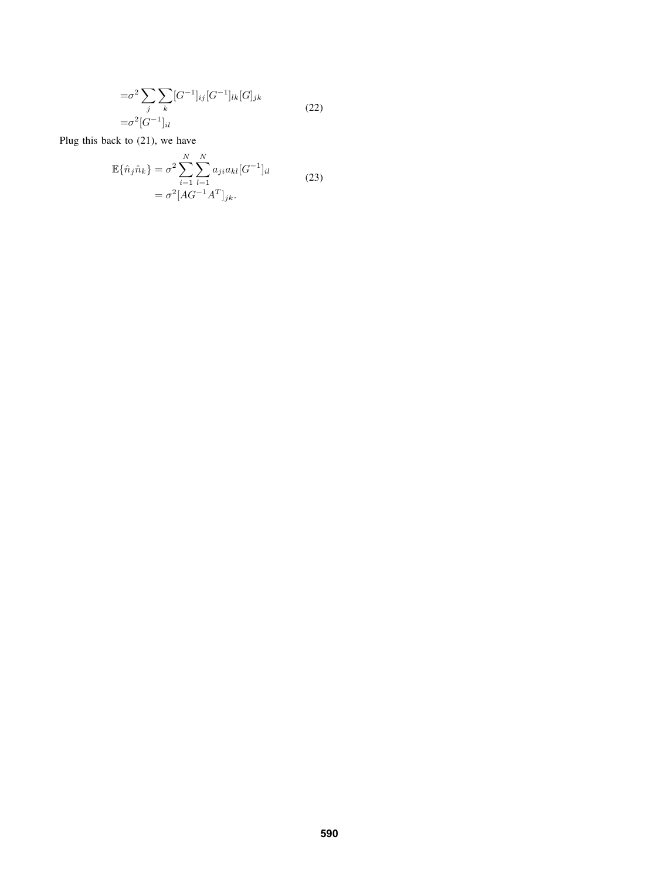$$
\begin{aligned}
=&\sigma^2 \sum_j \sum_k [G^{-1}]_{ij} [G^{-1}]_{lk} [G]_{jk} \\
=&\sigma^2 [G^{-1}]_{il}
\end{aligned} \tag{22}
$$

Plug this back to (21), we have

$$
\begin{aligned}
\mathbb{E}\{\hat{n}_j \hat{n}_k\} &= \sigma^2 \sum_{i=1}^{N} \sum_{l=1}^{N} a_{ji} a_{kl} [G^{-1}]_{il} \\
&= \sigma^2 [AG^{-1}A^T]_{jk}.
\end{aligned} \tag{23}
$$